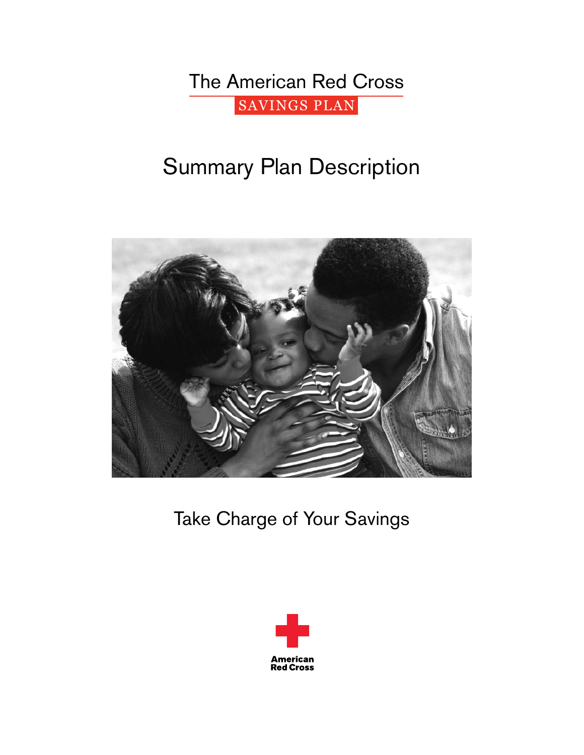# The American Red Cross

SAVINGS PLAN

# Summary Plan Description

Take Charge of Your Savings

American Red Cross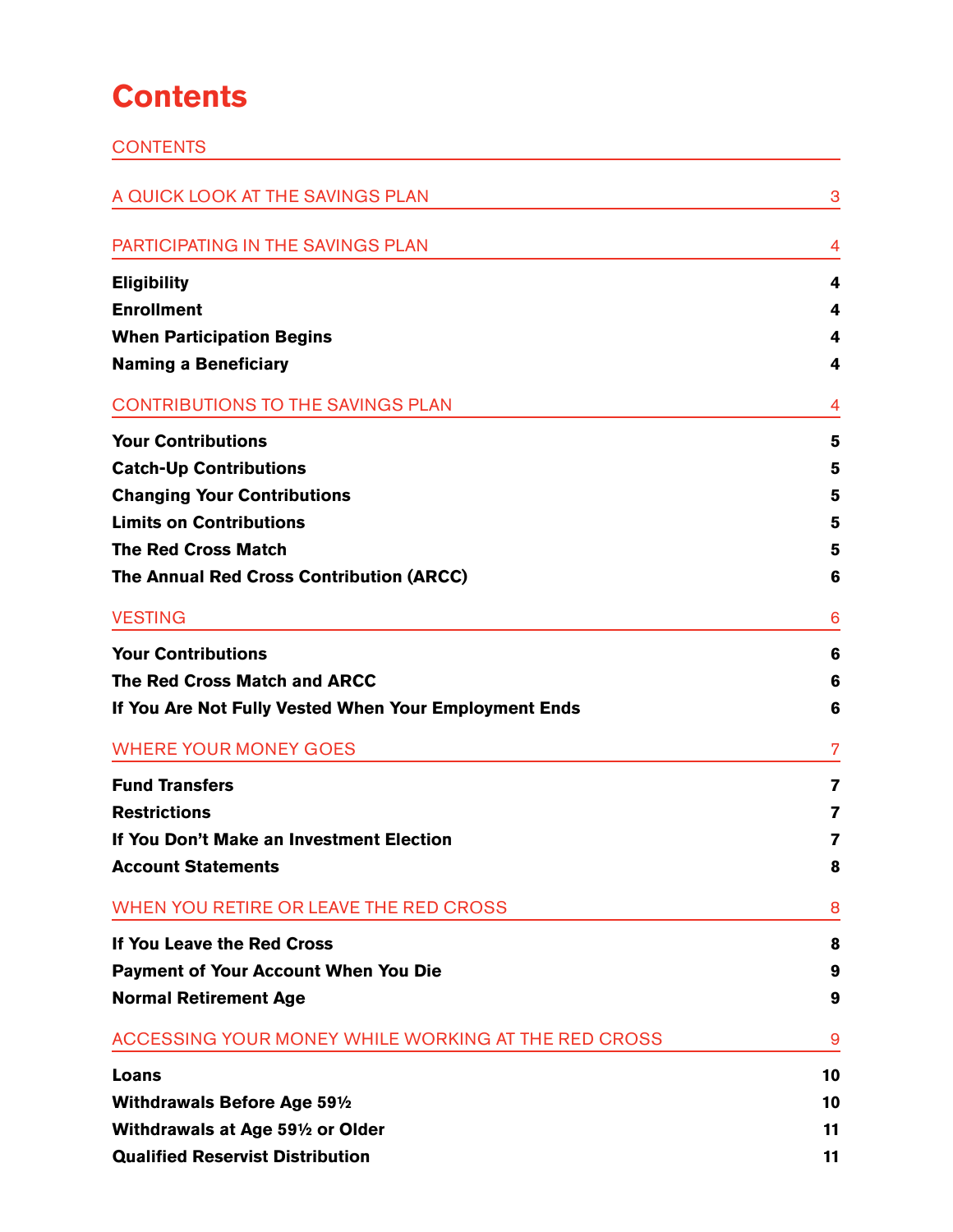# Contents

| CONTENTS | |
|---|---|
| A QUICK LOOK AT THE SAVINGS PLAN | 3 |
| PARTICIPATING IN THE SAVINGS PLAN | 4 |
| **Eligibility** | **4** |
| **Enrollment** | **4** |
| **When Participation Begins** | **4** |
| **Naming a Beneficiary** | **4** |
| CONTRIBUTIONS TO THE SAVINGS PLAN | 4 |
| **Your Contributions** | **5** |
| **Catch-Up Contributions** | **5** |
| **Changing Your Contributions** | **5** |
| **Limits on Contributions** | **5** |
| **The Red Cross Match** | **5** |
| **The Annual Red Cross Contribution (ARCC)** | **6** |
| VESTING | 6 |
| **Your Contributions** | **6** |
| **The Red Cross Match and ARCC** | **6** |
| **If You Are Not Fully Vested When Your Employment Ends** | **6** |
| WHERE YOUR MONEY GOES | 7 |
| **Fund Transfers** | **7** |
| **Restrictions** | **7** |
| **If You Don't Make an Investment Election** | **7** |
| **Account Statements** | **8** |
| WHEN YOU RETIRE OR LEAVE THE RED CROSS | 8 |
| **If You Leave the Red Cross** | **8** |
| **Payment of Your Account When You Die** | **9** |
| **Normal Retirement Age** | **9** |
| ACCESSING YOUR MONEY WHILE WORKING AT THE RED CROSS | 9 |
| **Loans** | **10** |
| **Withdrawals Before Age 59½** | **10** |
| **Withdrawals at Age 59½ or Older** | **11** |
| **Qualified Reservist Distribution** | **11** |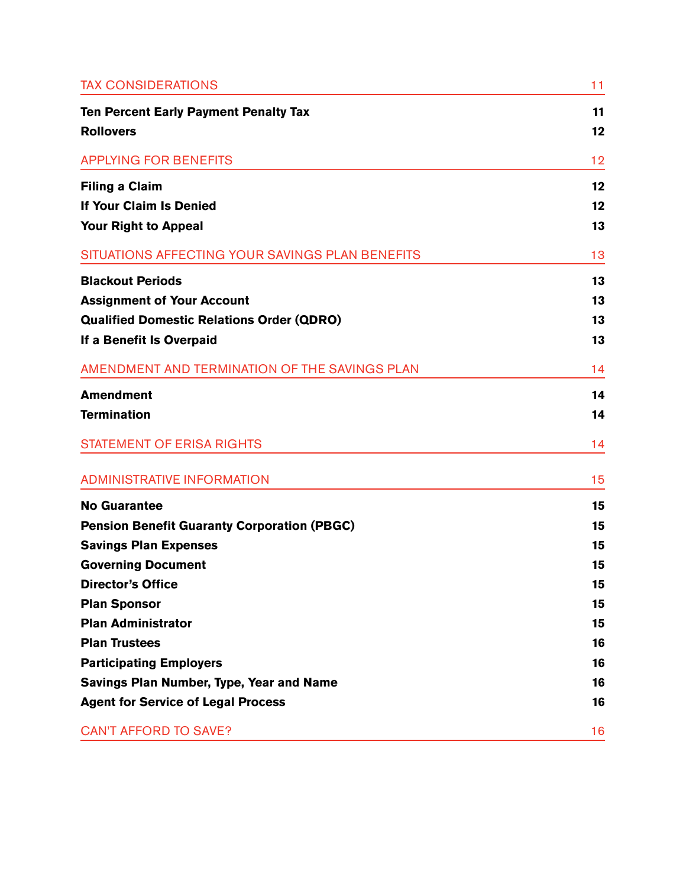| | |
|---|---|
| TAX CONSIDERATIONS | 11 |
| **Ten Percent Early Payment Penalty Tax** | **11** |
| **Rollovers** | **12** |
| APPLYING FOR BENEFITS | 12 |
| **Filing a Claim** | **12** |
| **If Your Claim Is Denied** | **12** |
| **Your Right to Appeal** | **13** |
| SITUATIONS AFFECTING YOUR SAVINGS PLAN BENEFITS | 13 |
| **Blackout Periods** | **13** |
| **Assignment of Your Account** | **13** |
| **Qualified Domestic Relations Order (QDRO)** | **13** |
| **If a Benefit Is Overpaid** | **13** |
| AMENDMENT AND TERMINATION OF THE SAVINGS PLAN | 14 |
| **Amendment** | **14** |
| **Termination** | **14** |
| STATEMENT OF ERISA RIGHTS | 14 |
| ADMINISTRATIVE INFORMATION | 15 |
| **No Guarantee** | **15** |
| **Pension Benefit Guaranty Corporation (PBGC)** | **15** |
| **Savings Plan Expenses** | **15** |
| **Governing Document** | **15** |
| **Director's Office** | **15** |
| **Plan Sponsor** | **15** |
| **Plan Administrator** | **15** |
| **Plan Trustees** | **16** |
| **Participating Employers** | **16** |
| **Savings Plan Number, Type, Year and Name** | **16** |
| **Agent for Service of Legal Process** | **16** |
| CAN'T AFFORD TO SAVE? | 16 |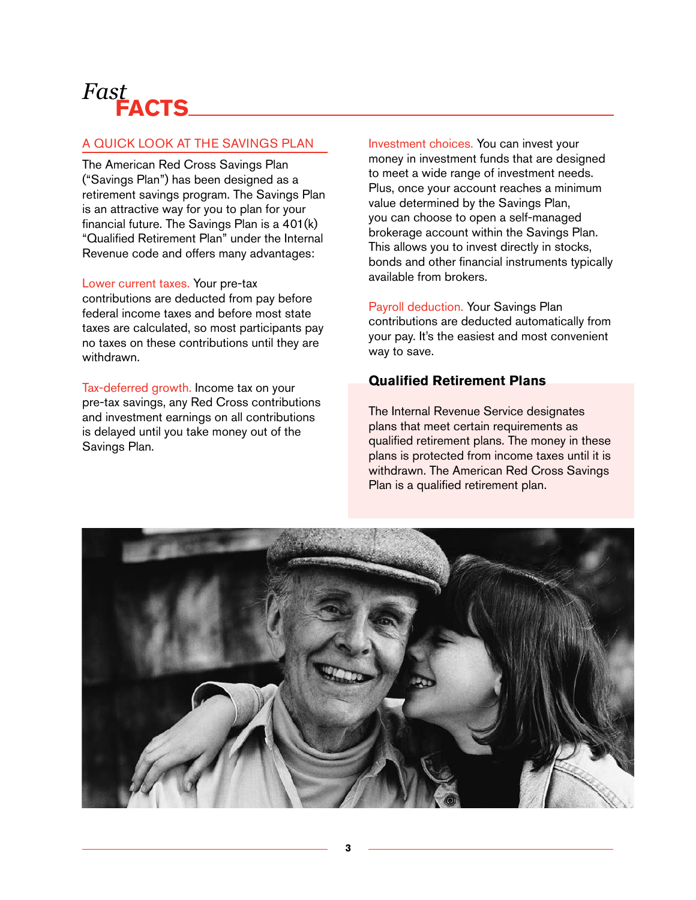# *Fast* FACTS

## A QUICK LOOK AT THE SAVINGS PLAN

The American Red Cross Savings Plan ("Savings Plan") has been designed as a retirement savings program. The Savings Plan is an attractive way for you to plan for your financial future. The Savings Plan is a 401(k) "Qualified Retirement Plan" under the Internal Revenue code and offers many advantages:

**Lower current taxes.** Your pre-tax contributions are deducted from pay before federal income taxes and before most state taxes are calculated, so most participants pay no taxes on these contributions until they are withdrawn.

**Tax-deferred growth.** Income tax on your pre-tax savings, any Red Cross contributions and investment earnings on all contributions is delayed until you take money out of the Savings Plan.

**Investment choices.** You can invest your money in investment funds that are designed to meet a wide range of investment needs. Plus, once your account reaches a minimum value determined by the Savings Plan, you can choose to open a self-managed brokerage account within the Savings Plan. This allows you to invest directly in stocks, bonds and other financial instruments typically available from brokers.

**Payroll deduction.** Your Savings Plan contributions are deducted automatically from your pay. It's the easiest and most convenient way to save.

### Qualified Retirement Plans

The Internal Revenue Service designates plans that meet certain requirements as qualified retirement plans. The money in these plans is protected from income taxes until it is withdrawn. The American Red Cross Savings Plan is a qualified retirement plan.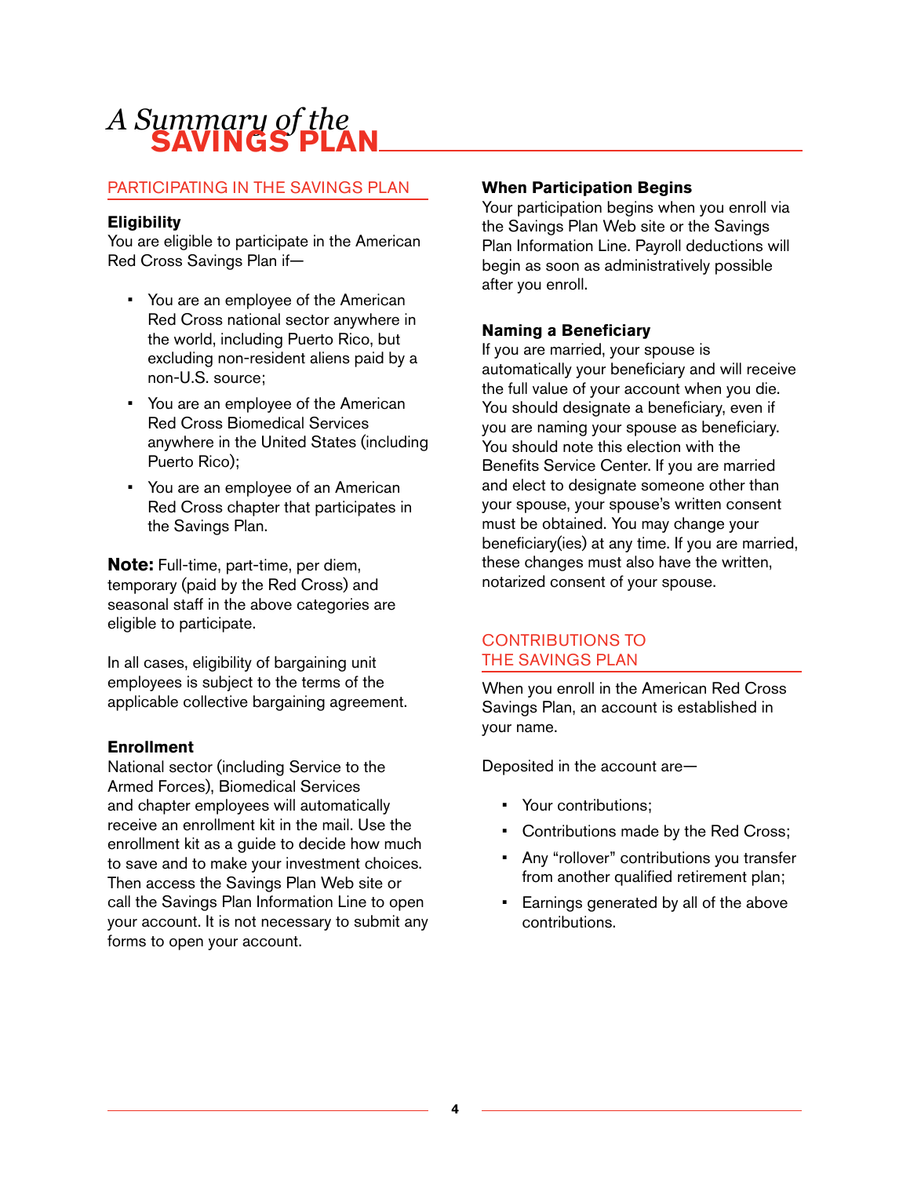# *A Summary of the* SAVINGS PLAN

## PARTICIPATING IN THE SAVINGS PLAN

### Eligibility

You are eligible to participate in the American Red Cross Savings Plan if—

- You are an employee of the American Red Cross national sector anywhere in the world, including Puerto Rico, but excluding non-resident aliens paid by a non-U.S. source;
- You are an employee of the American Red Cross Biomedical Services anywhere in the United States (including Puerto Rico);
- You are an employee of an American Red Cross chapter that participates in the Savings Plan.

**Note:** Full-time, part-time, per diem, temporary (paid by the Red Cross) and seasonal staff in the above categories are eligible to participate.

In all cases, eligibility of bargaining unit employees is subject to the terms of the applicable collective bargaining agreement.

### Enrollment

National sector (including Service to the Armed Forces), Biomedical Services and chapter employees will automatically receive an enrollment kit in the mail. Use the enrollment kit as a guide to decide how much to save and to make your investment choices. Then access the Savings Plan Web site or call the Savings Plan Information Line to open your account. It is not necessary to submit any forms to open your account.

### When Participation Begins

Your participation begins when you enroll via the Savings Plan Web site or the Savings Plan Information Line. Payroll deductions will begin as soon as administratively possible after you enroll.

### Naming a Beneficiary

If you are married, your spouse is automatically your beneficiary and will receive the full value of your account when you die. You should designate a beneficiary, even if you are naming your spouse as beneficiary. You should note this election with the Benefits Service Center. If you are married and elect to designate someone other than your spouse, your spouse's written consent must be obtained. You may change your beneficiary(ies) at any time. If you are married, these changes must also have the written, notarized consent of your spouse.

## CONTRIBUTIONS TO THE SAVINGS PLAN

When you enroll in the American Red Cross Savings Plan, an account is established in your name.

Deposited in the account are—

- Your contributions;
- Contributions made by the Red Cross;
- Any "rollover" contributions you transfer from another qualified retirement plan;
- Earnings generated by all of the above contributions.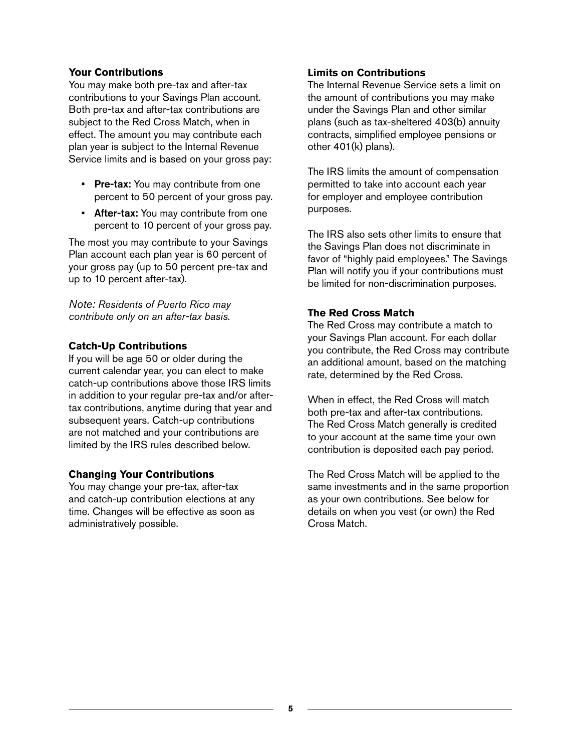### Your Contributions

You may make both pre-tax and after-tax contributions to your Savings Plan account. Both pre-tax and after-tax contributions are subject to the Red Cross Match, when in effect. The amount you may contribute each plan year is subject to the Internal Revenue Service limits and is based on your gross pay:

- **Pre-tax:** You may contribute from one percent to 50 percent of your gross pay.
- **After-tax:** You may contribute from one percent to 10 percent of your gross pay.

The most you may contribute to your Savings Plan account each plan year is 60 percent of your gross pay (up to 50 percent pre-tax and up to 10 percent after-tax).

*Note: Residents of Puerto Rico may contribute only on an after-tax basis.*

### Catch-Up Contributions

If you will be age 50 or older during the current calendar year, you can elect to make catch-up contributions above those IRS limits in addition to your regular pre-tax and/or after-tax contributions, anytime during that year and subsequent years. Catch-up contributions are not matched and your contributions are limited by the IRS rules described below.

### Changing Your Contributions

You may change your pre-tax, after-tax and catch-up contribution elections at any time. Changes will be effective as soon as administratively possible.

### Limits on Contributions

The Internal Revenue Service sets a limit on the amount of contributions you may make under the Savings Plan and other similar plans (such as tax-sheltered 403(b) annuity contracts, simplified employee pensions or other 401(k) plans).

The IRS limits the amount of compensation permitted to take into account each year for employer and employee contribution purposes.

The IRS also sets other limits to ensure that the Savings Plan does not discriminate in favor of "highly paid employees." The Savings Plan will notify you if your contributions must be limited for non-discrimination purposes.

### The Red Cross Match

The Red Cross may contribute a match to your Savings Plan account. For each dollar you contribute, the Red Cross may contribute an additional amount, based on the matching rate, determined by the Red Cross.

When in effect, the Red Cross will match both pre-tax and after-tax contributions. The Red Cross Match generally is credited to your account at the same time your own contribution is deposited each pay period.

The Red Cross Match will be applied to the same investments and in the same proportion as your own contributions. See below for details on when you vest (or own) the Red Cross Match.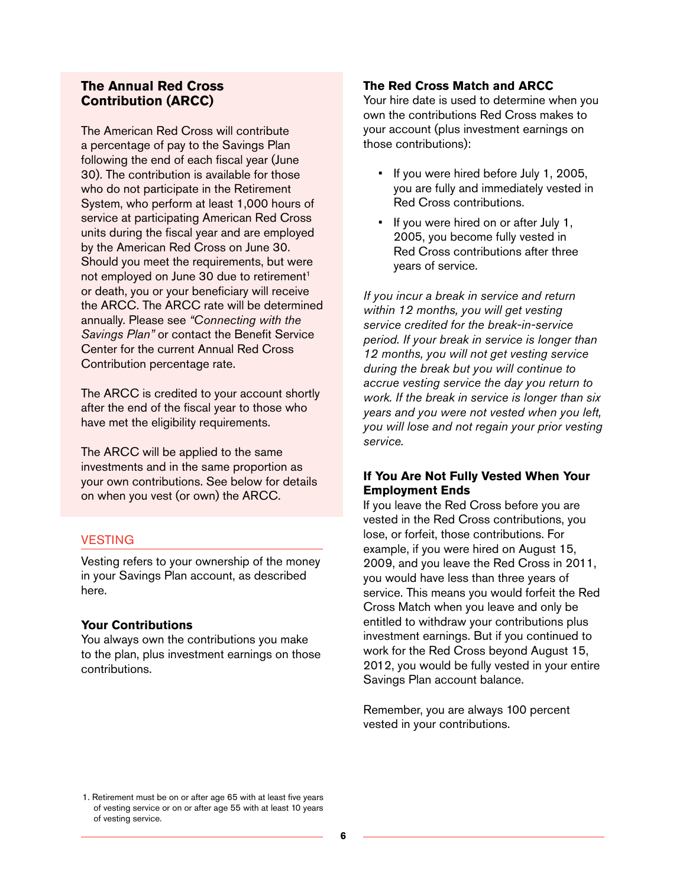## The Annual Red Cross Contribution (ARCC)

The American Red Cross will contribute a percentage of pay to the Savings Plan following the end of each fiscal year (June 30). The contribution is available for those who do not participate in the Retirement System, who perform at least 1,000 hours of service at participating American Red Cross units during the fiscal year and are employed by the American Red Cross on June 30. Should you meet the requirements, but were not employed on June 30 due to retirement[1] or death, you or your beneficiary will receive the ARCC. The ARCC rate will be determined annually. Please see *"Connecting with the Savings Plan"* or contact the Benefit Service Center for the current Annual Red Cross Contribution percentage rate.

The ARCC is credited to your account shortly after the end of the fiscal year to those who have met the eligibility requirements.

The ARCC will be applied to the same investments and in the same proportion as your own contributions. See below for details on when you vest (or own) the ARCC.

## VESTING

Vesting refers to your ownership of the money in your Savings Plan account, as described here.

### Your Contributions

You always own the contributions you make to the plan, plus investment earnings on those contributions.

### The Red Cross Match and ARCC

Your hire date is used to determine when you own the contributions Red Cross makes to your account (plus investment earnings on those contributions):

- If you were hired before July 1, 2005, you are fully and immediately vested in Red Cross contributions.
- If you were hired on or after July 1, 2005, you become fully vested in Red Cross contributions after three years of service.

*If you incur a break in service and return within 12 months, you will get vesting service credited for the break-in-service period. If your break in service is longer than 12 months, you will not get vesting service during the break but you will continue to accrue vesting service the day you return to work. If the break in service is longer than six years and you were not vested when you left, you will lose and not regain your prior vesting service.*

### If You Are Not Fully Vested When Your Employment Ends

If you leave the Red Cross before you are vested in the Red Cross contributions, you lose, or forfeit, those contributions. For example, if you were hired on August 15, 2009, and you leave the Red Cross in 2011, you would have less than three years of service. This means you would forfeit the Red Cross Match when you leave and only be entitled to withdraw your contributions plus investment earnings. But if you continued to work for the Red Cross beyond August 15, 2012, you would be fully vested in your entire Savings Plan account balance.

Remember, you are always 100 percent vested in your contributions.

1. Retirement must be on or after age 65 with at least five years of vesting service or on or after age 55 with at least 10 years of vesting service.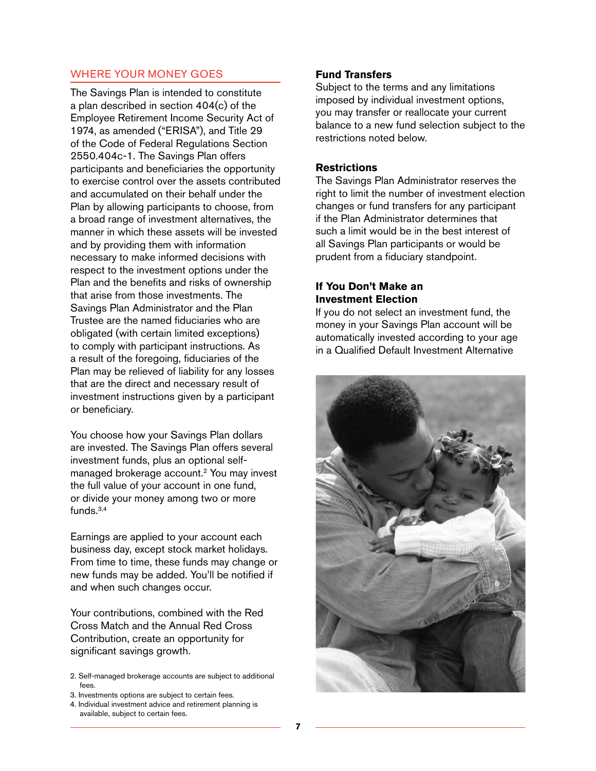## WHERE YOUR MONEY GOES

The Savings Plan is intended to constitute a plan described in section 404(c) of the Employee Retirement Income Security Act of 1974, as amended ("ERISA"), and Title 29 of the Code of Federal Regulations Section 2550.404c-1. The Savings Plan offers participants and beneficiaries the opportunity to exercise control over the assets contributed and accumulated on their behalf under the Plan by allowing participants to choose, from a broad range of investment alternatives, the manner in which these assets will be invested and by providing them with information necessary to make informed decisions with respect to the investment options under the Plan and the benefits and risks of ownership that arise from those investments. The Savings Plan Administrator and the Plan Trustee are the named fiduciaries who are obligated (with certain limited exceptions) to comply with participant instructions. As a result of the foregoing, fiduciaries of the Plan may be relieved of liability for any losses that are the direct and necessary result of investment instructions given by a participant or beneficiary.

You choose how your Savings Plan dollars are invested. The Savings Plan offers several investment funds, plus an optional self-managed brokerage account.[2] You may invest the full value of your account in one fund, or divide your money among two or more funds.[3,4]

Earnings are applied to your account each business day, except stock market holidays. From time to time, these funds may change or new funds may be added. You'll be notified if and when such changes occur.

Your contributions, combined with the Red Cross Match and the Annual Red Cross Contribution, create an opportunity for significant savings growth.

2. Self-managed brokerage accounts are subject to additional fees.
3. Investments options are subject to certain fees.
4. Individual investment advice and retirement planning is available, subject to certain fees.

### Fund Transfers

Subject to the terms and any limitations imposed by individual investment options, you may transfer or reallocate your current balance to a new fund selection subject to the restrictions noted below.

### Restrictions

The Savings Plan Administrator reserves the right to limit the number of investment election changes or fund transfers for any participant if the Plan Administrator determines that such a limit would be in the best interest of all Savings Plan participants or would be prudent from a fiduciary standpoint.

### If You Don't Make an Investment Election

If you do not select an investment fund, the money in your Savings Plan account will be automatically invested according to your age in a Qualified Default Investment Alternative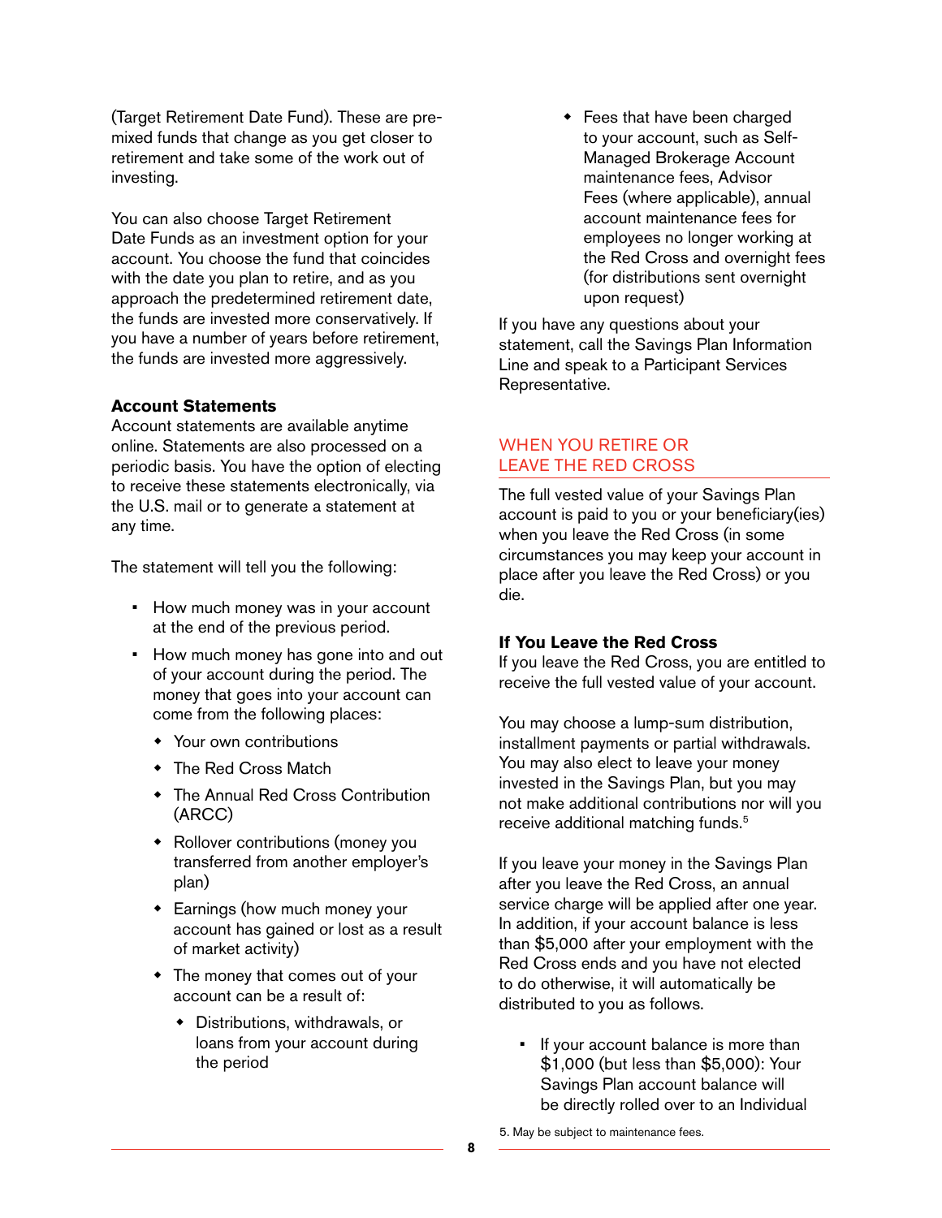(Target Retirement Date Fund). These are pre-mixed funds that change as you get closer to retirement and take some of the work out of investing.

You can also choose Target Retirement Date Funds as an investment option for your account. You choose the fund that coincides with the date you plan to retire, and as you approach the predetermined retirement date, the funds are invested more conservatively. If you have a number of years before retirement, the funds are invested more aggressively.

**Account Statements**

Account statements are available anytime online. Statements are also processed on a periodic basis. You have the option of electing to receive these statements electronically, via the U.S. mail or to generate a statement at any time.

The statement will tell you the following:

- How much money was in your account at the end of the previous period.
- How much money has gone into and out of your account during the period. The money that goes into your account can come from the following places:
  - Your own contributions
  - The Red Cross Match
  - The Annual Red Cross Contribution (ARCC)
  - Rollover contributions (money you transferred from another employer's plan)
  - Earnings (how much money your account has gained or lost as a result of market activity)
  - The money that comes out of your account can be a result of:
    - Distributions, withdrawals, or loans from your account during the period
    - Fees that have been charged to your account, such as Self-Managed Brokerage Account maintenance fees, Advisor Fees (where applicable), annual account maintenance fees for employees no longer working at the Red Cross and overnight fees (for distributions sent overnight upon request)

If you have any questions about your statement, call the Savings Plan Information Line and speak to a Participant Services Representative.

## WHEN YOU RETIRE OR LEAVE THE RED CROSS

The full vested value of your Savings Plan account is paid to you or your beneficiary(ies) when you leave the Red Cross (in some circumstances you may keep your account in place after you leave the Red Cross) or you die.

**If You Leave the Red Cross**

If you leave the Red Cross, you are entitled to receive the full vested value of your account.

You may choose a lump-sum distribution, installment payments or partial withdrawals. You may also elect to leave your money invested in the Savings Plan, but you may not make additional contributions nor will you receive additional matching funds.[5]

If you leave your money in the Savings Plan after you leave the Red Cross, an annual service charge will be applied after one year. In addition, if your account balance is less than $5,000 after your employment with the Red Cross ends and you have not elected to do otherwise, it will automatically be distributed to you as follows.

- If your account balance is more than $1,000 (but less than $5,000): Your Savings Plan account balance will be directly rolled over to an Individual

5. May be subject to maintenance fees.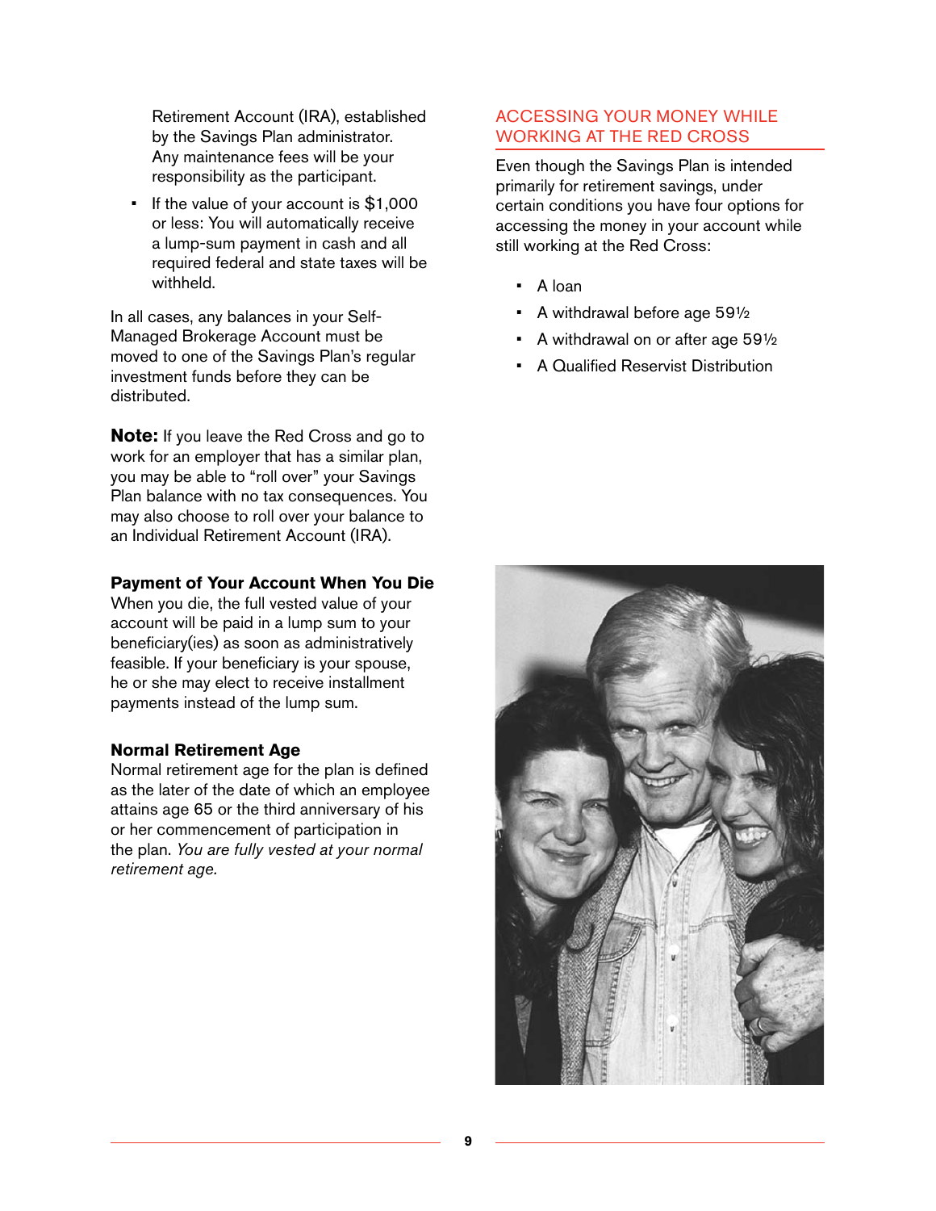Retirement Account (IRA), established by the Savings Plan administrator. Any maintenance fees will be your responsibility as the participant.

- If the value of your account is $1,000 or less: You will automatically receive a lump-sum payment in cash and all required federal and state taxes will be withheld.

In all cases, any balances in your Self-Managed Brokerage Account must be moved to one of the Savings Plan's regular investment funds before they can be distributed.

**Note:** If you leave the Red Cross and go to work for an employer that has a similar plan, you may be able to "roll over" your Savings Plan balance with no tax consequences. You may also choose to roll over your balance to an Individual Retirement Account (IRA).

### Payment of Your Account When You Die

When you die, the full vested value of your account will be paid in a lump sum to your beneficiary(ies) as soon as administratively feasible. If your beneficiary is your spouse, he or she may elect to receive installment payments instead of the lump sum.

### Normal Retirement Age

Normal retirement age for the plan is defined as the later of the date of which an employee attains age 65 or the third anniversary of his or her commencement of participation in the plan. *You are fully vested at your normal retirement age.*

## ACCESSING YOUR MONEY WHILE WORKING AT THE RED CROSS

Even though the Savings Plan is intended primarily for retirement savings, under certain conditions you have four options for accessing the money in your account while still working at the Red Cross:

- A loan
- A withdrawal before age 59½
- A withdrawal on or after age 59½
- A Qualified Reservist Distribution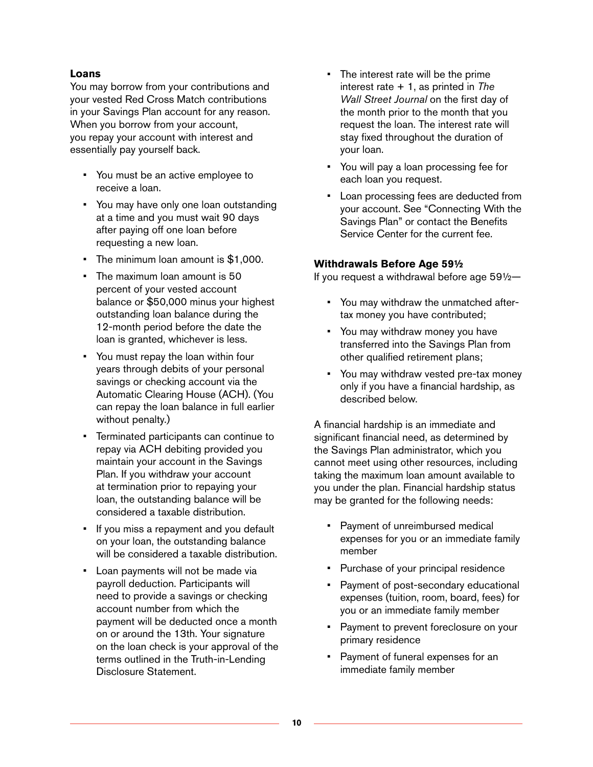### Loans

You may borrow from your contributions and your vested Red Cross Match contributions in your Savings Plan account for any reason. When you borrow from your account, you repay your account with interest and essentially pay yourself back.

- You must be an active employee to receive a loan.
- You may have only one loan outstanding at a time and you must wait 90 days after paying off one loan before requesting a new loan.
- The minimum loan amount is $1,000.
- The maximum loan amount is 50 percent of your vested account balance or $50,000 minus your highest outstanding loan balance during the 12-month period before the date the loan is granted, whichever is less.
- You must repay the loan within four years through debits of your personal savings or checking account via the Automatic Clearing House (ACH). (You can repay the loan balance in full earlier without penalty.)
- Terminated participants can continue to repay via ACH debiting provided you maintain your account in the Savings Plan. If you withdraw your account at termination prior to repaying your loan, the outstanding balance will be considered a taxable distribution.
- If you miss a repayment and you default on your loan, the outstanding balance will be considered a taxable distribution.
- Loan payments will not be made via payroll deduction. Participants will need to provide a savings or checking account number from which the payment will be deducted once a month on or around the 13th. Your signature on the loan check is your approval of the terms outlined in the Truth-in-Lending Disclosure Statement.
- The interest rate will be the prime interest rate + 1, as printed in *The Wall Street Journal* on the first day of the month prior to the month that you request the loan. The interest rate will stay fixed throughout the duration of your loan.
- You will pay a loan processing fee for each loan you request.
- Loan processing fees are deducted from your account. See "Connecting With the Savings Plan" or contact the Benefits Service Center for the current fee.

### Withdrawals Before Age 59½

If you request a withdrawal before age 59½—

- You may withdraw the unmatched after-tax money you have contributed;
- You may withdraw money you have transferred into the Savings Plan from other qualified retirement plans;
- You may withdraw vested pre-tax money only if you have a financial hardship, as described below.

A financial hardship is an immediate and significant financial need, as determined by the Savings Plan administrator, which you cannot meet using other resources, including taking the maximum loan amount available to you under the plan. Financial hardship status may be granted for the following needs:

- Payment of unreimbursed medical expenses for you or an immediate family member
- Purchase of your principal residence
- Payment of post-secondary educational expenses (tuition, room, board, fees) for you or an immediate family member
- Payment to prevent foreclosure on your primary residence
- Payment of funeral expenses for an immediate family member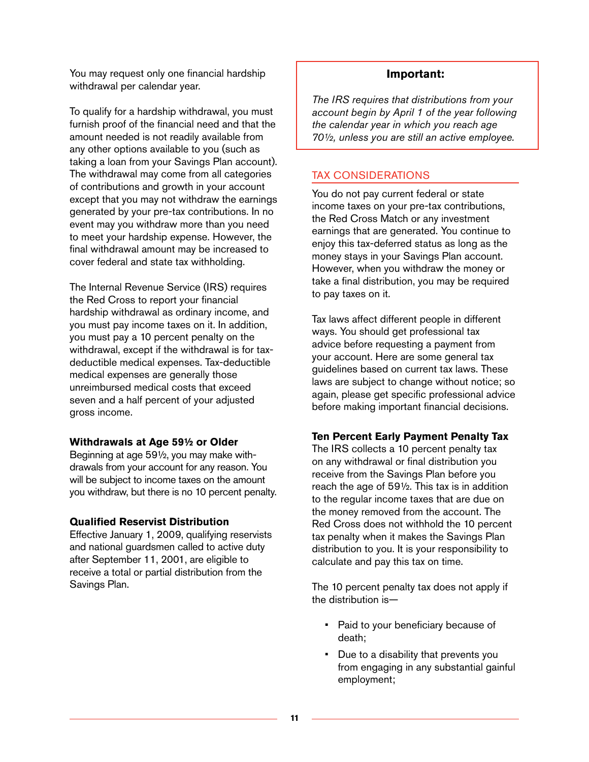You may request only one financial hardship withdrawal per calendar year.

To qualify for a hardship withdrawal, you must furnish proof of the financial need and that the amount needed is not readily available from any other options available to you (such as taking a loan from your Savings Plan account). The withdrawal may come from all categories of contributions and growth in your account except that you may not withdraw the earnings generated by your pre-tax contributions. In no event may you withdraw more than you need to meet your hardship expense. However, the final withdrawal amount may be increased to cover federal and state tax withholding.

The Internal Revenue Service (IRS) requires the Red Cross to report your financial hardship withdrawal as ordinary income, and you must pay income taxes on it. In addition, you must pay a 10 percent penalty on the withdrawal, except if the withdrawal is for tax-deductible medical expenses. Tax-deductible medical expenses are generally those unreimbursed medical costs that exceed seven and a half percent of your adjusted gross income.

**Withdrawals at Age 59½ or Older**

Beginning at age 59½, you may make withdrawals from your account for any reason. You will be subject to income taxes on the amount you withdraw, but there is no 10 percent penalty.

**Qualified Reservist Distribution**

Effective January 1, 2009, qualifying reservists and national guardsmen called to active duty after September 11, 2001, are eligible to receive a total or partial distribution from the Savings Plan.

**Important:**

*The IRS requires that distributions from your account begin by April 1 of the year following the calendar year in which you reach age 70½, unless you are still an active employee.*

## TAX CONSIDERATIONS

You do not pay current federal or state income taxes on your pre-tax contributions, the Red Cross Match or any investment earnings that are generated. You continue to enjoy this tax-deferred status as long as the money stays in your Savings Plan account. However, when you withdraw the money or take a final distribution, you may be required to pay taxes on it.

Tax laws affect different people in different ways. You should get professional tax advice before requesting a payment from your account. Here are some general tax guidelines based on current tax laws. These laws are subject to change without notice; so again, please get specific professional advice before making important financial decisions.

**Ten Percent Early Payment Penalty Tax**

The IRS collects a 10 percent penalty tax on any withdrawal or final distribution you receive from the Savings Plan before you reach the age of 59½. This tax is in addition to the regular income taxes that are due on the money removed from the account. The Red Cross does not withhold the 10 percent tax penalty when it makes the Savings Plan distribution to you. It is your responsibility to calculate and pay this tax on time.

The 10 percent penalty tax does not apply if the distribution is—

- Paid to your beneficiary because of death;
- Due to a disability that prevents you from engaging in any substantial gainful employment;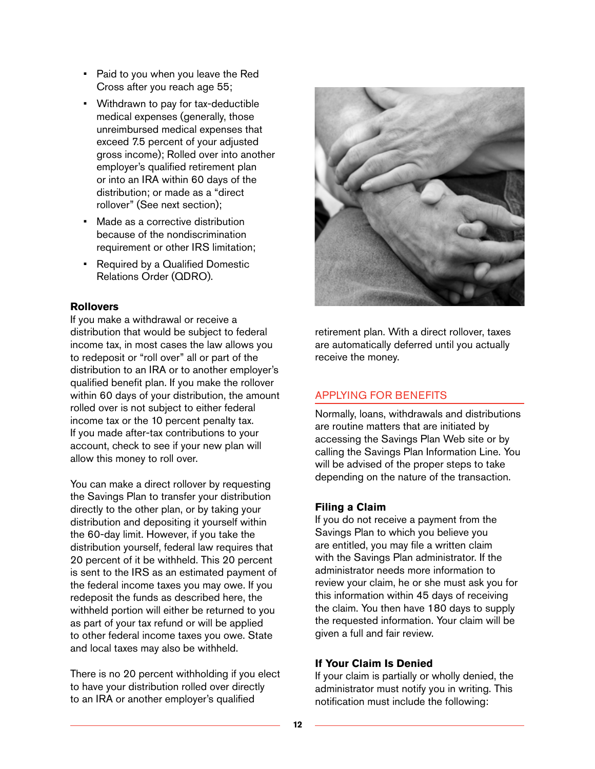- Paid to you when you leave the Red Cross after you reach age 55;
- Withdrawn to pay for tax-deductible medical expenses (generally, those unreimbursed medical expenses that exceed 7.5 percent of your adjusted gross income); Rolled over into another employer's qualified retirement plan or into an IRA within 60 days of the distribution; or made as a "direct rollover" (See next section);
- Made as a corrective distribution because of the nondiscrimination requirement or other IRS limitation;
- Required by a Qualified Domestic Relations Order (QDRO).

### Rollovers

If you make a withdrawal or receive a distribution that would be subject to federal income tax, in most cases the law allows you to redeposit or "roll over" all or part of the distribution to an IRA or to another employer's qualified benefit plan. If you make the rollover within 60 days of your distribution, the amount rolled over is not subject to either federal income tax or the 10 percent penalty tax. If you made after-tax contributions to your account, check to see if your new plan will allow this money to roll over.

You can make a direct rollover by requesting the Savings Plan to transfer your distribution directly to the other plan, or by taking your distribution and depositing it yourself within the 60-day limit. However, if you take the distribution yourself, federal law requires that 20 percent of it be withheld. This 20 percent is sent to the IRS as an estimated payment of the federal income taxes you may owe. If you redeposit the funds as described here, the withheld portion will either be returned to you as part of your tax refund or will be applied to other federal income taxes you owe. State and local taxes may also be withheld.

There is no 20 percent withholding if you elect to have your distribution rolled over directly to an IRA or another employer's qualified retirement plan. With a direct rollover, taxes are automatically deferred until you actually receive the money.

## APPLYING FOR BENEFITS

Normally, loans, withdrawals and distributions are routine matters that are initiated by accessing the Savings Plan Web site or by calling the Savings Plan Information Line. You will be advised of the proper steps to take depending on the nature of the transaction.

### Filing a Claim

If you do not receive a payment from the Savings Plan to which you believe you are entitled, you may file a written claim with the Savings Plan administrator. If the administrator needs more information to review your claim, he or she must ask you for this information within 45 days of receiving the claim. You then have 180 days to supply the requested information. Your claim will be given a full and fair review.

### If Your Claim Is Denied

If your claim is partially or wholly denied, the administrator must notify you in writing. This notification must include the following: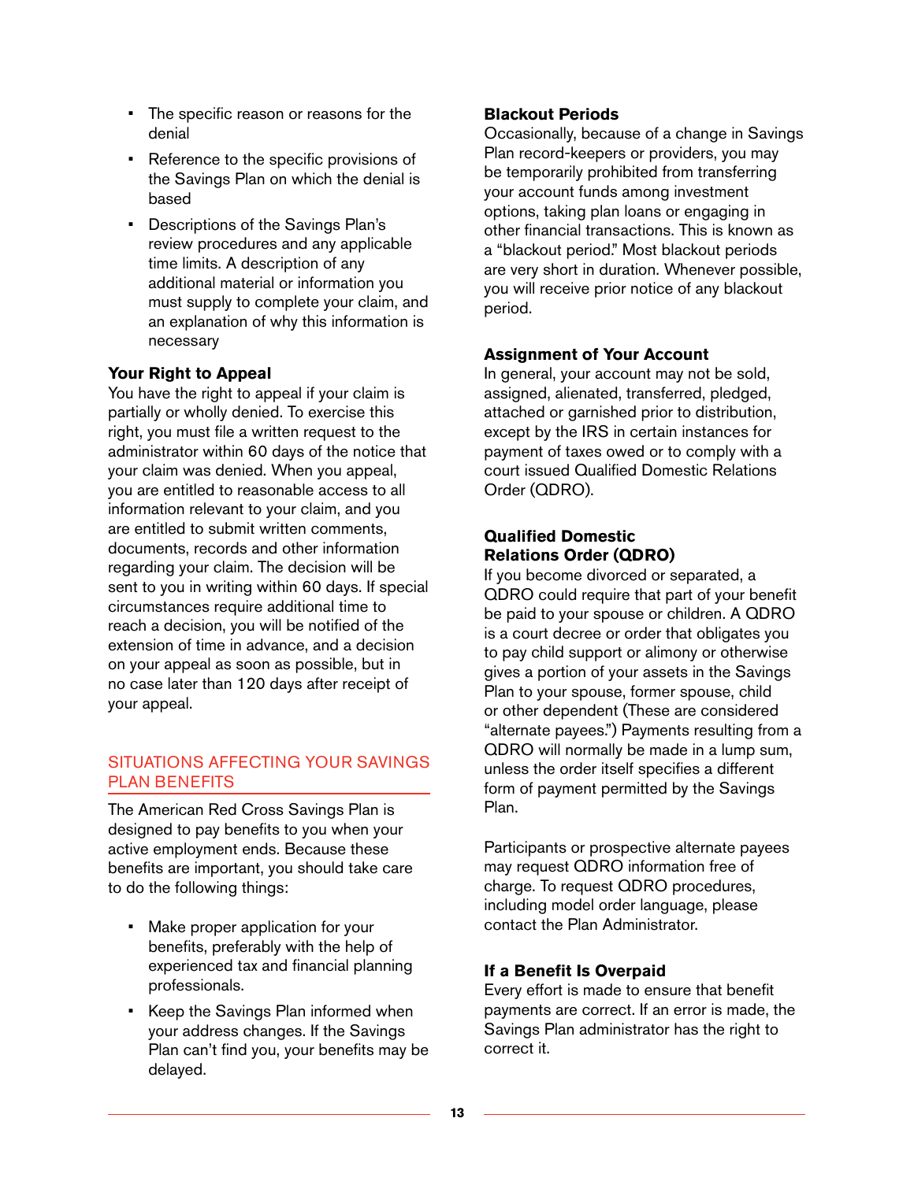- The specific reason or reasons for the denial
- Reference to the specific provisions of the Savings Plan on which the denial is based
- Descriptions of the Savings Plan's review procedures and any applicable time limits. A description of any additional material or information you must supply to complete your claim, and an explanation of why this information is necessary

**Your Right to Appeal**

You have the right to appeal if your claim is partially or wholly denied. To exercise this right, you must file a written request to the administrator within 60 days of the notice that your claim was denied. When you appeal, you are entitled to reasonable access to all information relevant to your claim, and you are entitled to submit written comments, documents, records and other information regarding your claim. The decision will be sent to you in writing within 60 days. If special circumstances require additional time to reach a decision, you will be notified of the extension of time in advance, and a decision on your appeal as soon as possible, but in no case later than 120 days after receipt of your appeal.

## SITUATIONS AFFECTING YOUR SAVINGS PLAN BENEFITS

The American Red Cross Savings Plan is designed to pay benefits to you when your active employment ends. Because these benefits are important, you should take care to do the following things:

- Make proper application for your benefits, preferably with the help of experienced tax and financial planning professionals.
- Keep the Savings Plan informed when your address changes. If the Savings Plan can't find you, your benefits may be delayed.

**Blackout Periods**

Occasionally, because of a change in Savings Plan record-keepers or providers, you may be temporarily prohibited from transferring your account funds among investment options, taking plan loans or engaging in other financial transactions. This is known as a "blackout period." Most blackout periods are very short in duration. Whenever possible, you will receive prior notice of any blackout period.

**Assignment of Your Account**

In general, your account may not be sold, assigned, alienated, transferred, pledged, attached or garnished prior to distribution, except by the IRS in certain instances for payment of taxes owed or to comply with a court issued Qualified Domestic Relations Order (QDRO).

**Qualified Domestic Relations Order (QDRO)**

If you become divorced or separated, a QDRO could require that part of your benefit be paid to your spouse or children. A QDRO is a court decree or order that obligates you to pay child support or alimony or otherwise gives a portion of your assets in the Savings Plan to your spouse, former spouse, child or other dependent (These are considered "alternate payees.") Payments resulting from a QDRO will normally be made in a lump sum, unless the order itself specifies a different form of payment permitted by the Savings Plan.

Participants or prospective alternate payees may request QDRO information free of charge. To request QDRO procedures, including model order language, please contact the Plan Administrator.

**If a Benefit Is Overpaid**

Every effort is made to ensure that benefit payments are correct. If an error is made, the Savings Plan administrator has the right to correct it.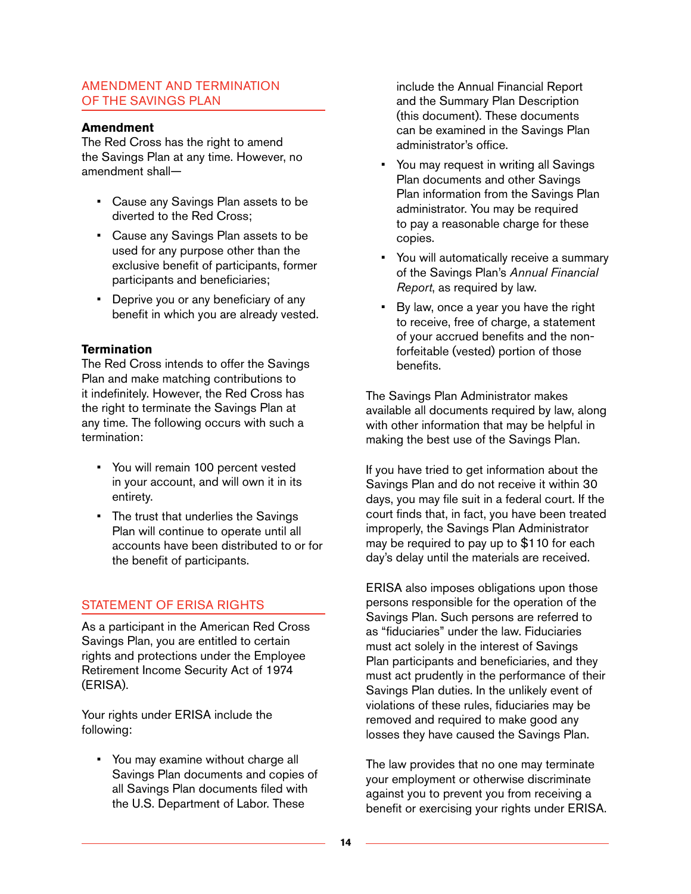## AMENDMENT AND TERMINATION OF THE SAVINGS PLAN

### Amendment

The Red Cross has the right to amend the Savings Plan at any time. However, no amendment shall—

- Cause any Savings Plan assets to be diverted to the Red Cross;
- Cause any Savings Plan assets to be used for any purpose other than the exclusive benefit of participants, former participants and beneficiaries;
- Deprive you or any beneficiary of any benefit in which you are already vested.

### Termination

The Red Cross intends to offer the Savings Plan and make matching contributions to it indefinitely. However, the Red Cross has the right to terminate the Savings Plan at any time. The following occurs with such a termination:

- You will remain 100 percent vested in your account, and will own it in its entirety.
- The trust that underlies the Savings Plan will continue to operate until all accounts have been distributed to or for the benefit of participants.

## STATEMENT OF ERISA RIGHTS

As a participant in the American Red Cross Savings Plan, you are entitled to certain rights and protections under the Employee Retirement Income Security Act of 1974 (ERISA).

Your rights under ERISA include the following:

- You may examine without charge all Savings Plan documents and copies of all Savings Plan documents filed with the U.S. Department of Labor. These include the Annual Financial Report and the Summary Plan Description (this document). These documents can be examined in the Savings Plan administrator's office.
- You may request in writing all Savings Plan documents and other Savings Plan information from the Savings Plan administrator. You may be required to pay a reasonable charge for these copies.
- You will automatically receive a summary of the Savings Plan's *Annual Financial Report*, as required by law.
- By law, once a year you have the right to receive, free of charge, a statement of your accrued benefits and the non-forfeitable (vested) portion of those benefits.

The Savings Plan Administrator makes available all documents required by law, along with other information that may be helpful in making the best use of the Savings Plan.

If you have tried to get information about the Savings Plan and do not receive it within 30 days, you may file suit in a federal court. If the court finds that, in fact, you have been treated improperly, the Savings Plan Administrator may be required to pay up to $110 for each day's delay until the materials are received.

ERISA also imposes obligations upon those persons responsible for the operation of the Savings Plan. Such persons are referred to as "fiduciaries" under the law. Fiduciaries must act solely in the interest of Savings Plan participants and beneficiaries, and they must act prudently in the performance of their Savings Plan duties. In the unlikely event of violations of these rules, fiduciaries may be removed and required to make good any losses they have caused the Savings Plan.

The law provides that no one may terminate your employment or otherwise discriminate against you to prevent you from receiving a benefit or exercising your rights under ERISA.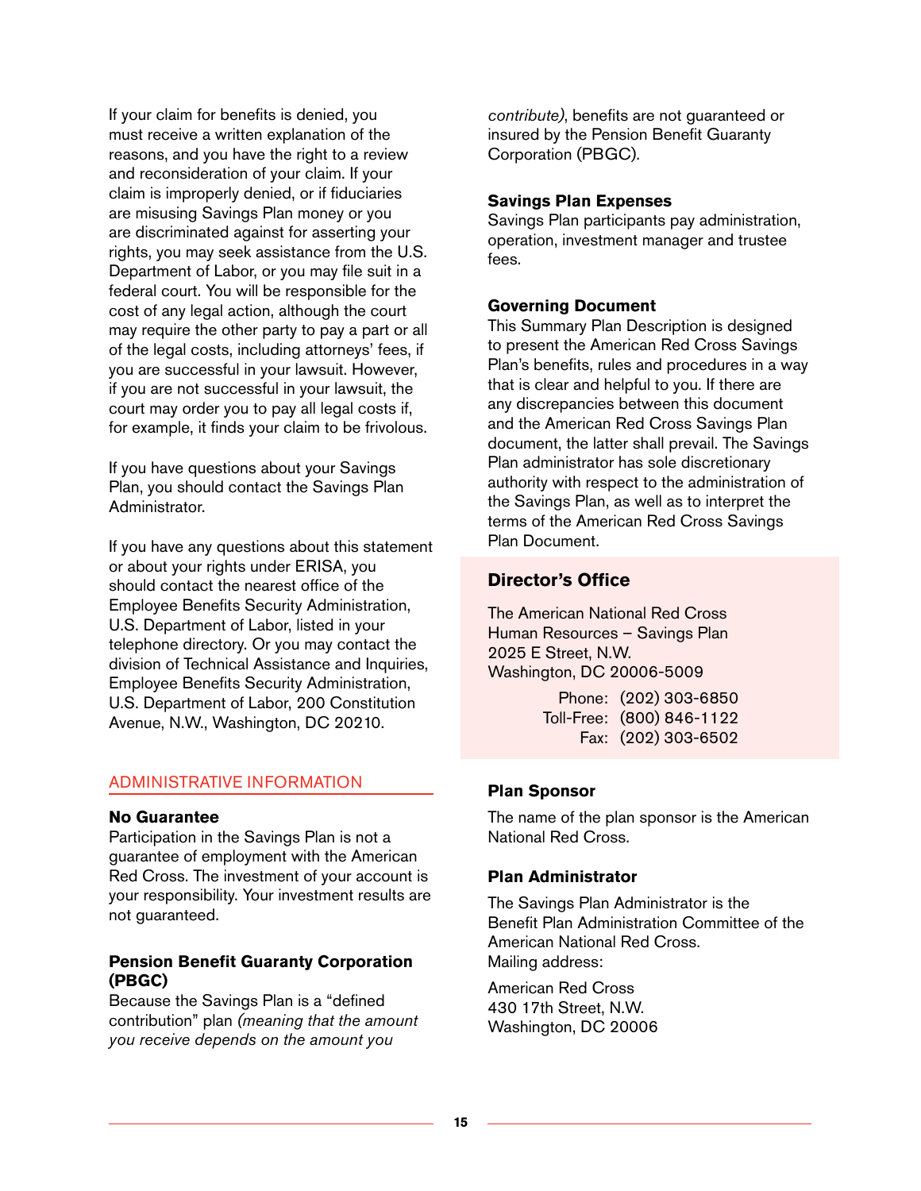If your claim for benefits is denied, you must receive a written explanation of the reasons, and you have the right to a review and reconsideration of your claim. If your claim is improperly denied, or if fiduciaries are misusing Savings Plan money or you are discriminated against for asserting your rights, you may seek assistance from the U.S. Department of Labor, or you may file suit in a federal court. You will be responsible for the cost of any legal action, although the court may require the other party to pay a part or all of the legal costs, including attorneys' fees, if you are successful in your lawsuit. However, if you are not successful in your lawsuit, the court may order you to pay all legal costs if, for example, it finds your claim to be frivolous.

If you have questions about your Savings Plan, you should contact the Savings Plan Administrator.

If you have any questions about this statement or about your rights under ERISA, you should contact the nearest office of the Employee Benefits Security Administration, U.S. Department of Labor, listed in your telephone directory. Or you may contact the division of Technical Assistance and Inquiries, Employee Benefits Security Administration, U.S. Department of Labor, 200 Constitution Avenue, N.W., Washington, DC 20210.

## ADMINISTRATIVE INFORMATION

### No Guarantee

Participation in the Savings Plan is not a guarantee of employment with the American Red Cross. The investment of your account is your responsibility. Your investment results are not guaranteed.

### Pension Benefit Guaranty Corporation (PBGC)

Because the Savings Plan is a "defined contribution" plan *(meaning that the amount you receive depends on the amount you contribute)*, benefits are not guaranteed or insured by the Pension Benefit Guaranty Corporation (PBGC).

### Savings Plan Expenses

Savings Plan participants pay administration, operation, investment manager and trustee fees.

### Governing Document

This Summary Plan Description is designed to present the American Red Cross Savings Plan's benefits, rules and procedures in a way that is clear and helpful to you. If there are any discrepancies between this document and the American Red Cross Savings Plan document, the latter shall prevail. The Savings Plan administrator has sole discretionary authority with respect to the administration of the Savings Plan, as well as to interpret the terms of the American Red Cross Savings Plan Document.

### Director's Office

The American National Red Cross
Human Resources – Savings Plan
2025 E Street, N.W.
Washington, DC 20006-5009

Phone: (202) 303-6850
Toll-Free: (800) 846-1122
Fax: (202) 303-6502

### Plan Sponsor

The name of the plan sponsor is the American National Red Cross.

### Plan Administrator

The Savings Plan Administrator is the Benefit Plan Administration Committee of the American National Red Cross.
Mailing address:

American Red Cross
430 17th Street, N.W.
Washington, DC 20006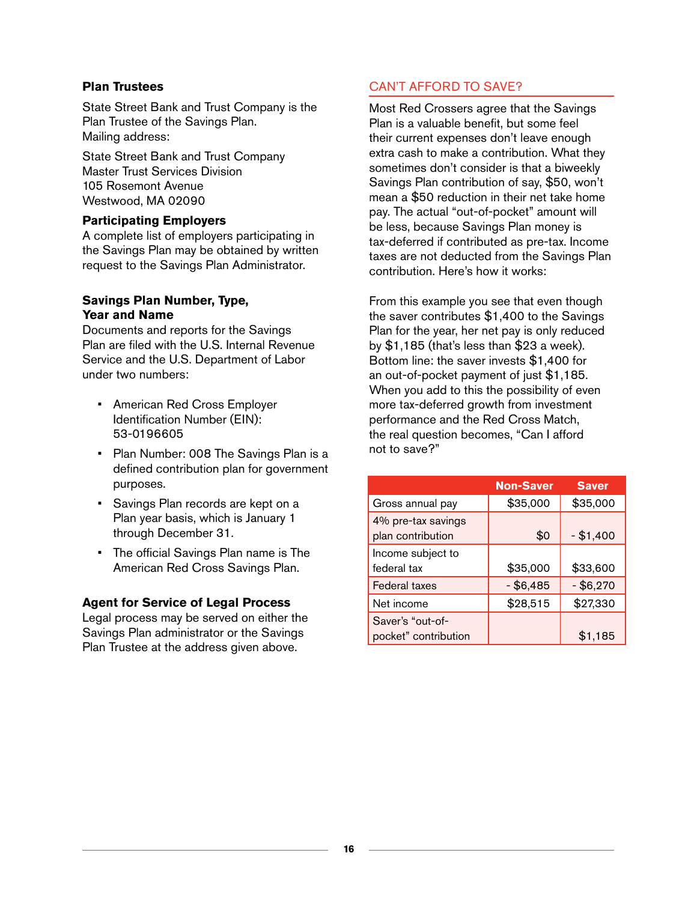### Plan Trustees

State Street Bank and Trust Company is the Plan Trustee of the Savings Plan. Mailing address:

State Street Bank and Trust Company
Master Trust Services Division
105 Rosemont Avenue
Westwood, MA 02090

### Participating Employers

A complete list of employers participating in the Savings Plan may be obtained by written request to the Savings Plan Administrator.

### Savings Plan Number, Type, Year and Name

Documents and reports for the Savings Plan are filed with the U.S. Internal Revenue Service and the U.S. Department of Labor under two numbers:

- American Red Cross Employer Identification Number (EIN): 53-0196605
- Plan Number: 008 The Savings Plan is a defined contribution plan for government purposes.
- Savings Plan records are kept on a Plan year basis, which is January 1 through December 31.
- The official Savings Plan name is The American Red Cross Savings Plan.

### Agent for Service of Legal Process

Legal process may be served on either the Savings Plan administrator or the Savings Plan Trustee at the address given above.

## CAN'T AFFORD TO SAVE?

Most Red Crossers agree that the Savings Plan is a valuable benefit, but some feel their current expenses don't leave enough extra cash to make a contribution. What they sometimes don't consider is that a biweekly Savings Plan contribution of say, $50, won't mean a $50 reduction in their net take home pay. The actual "out-of-pocket" amount will be less, because Savings Plan money is tax-deferred if contributed as pre-tax. Income taxes are not deducted from the Savings Plan contribution. Here's how it works:

From this example you see that even though the saver contributes $1,400 to the Savings Plan for the year, her net pay is only reduced by $1,185 (that's less than $23 a week). Bottom line: the saver invests $1,400 for an out-of-pocket payment of just $1,185. When you add to this the possibility of even more tax-deferred growth from investment performance and the Red Cross Match, the real question becomes, "Can I afford not to save?"

| | Non-Saver | Saver |
|---|---|---|
| Gross annual pay | $35,000 | $35,000 |
| 4% pre-tax savings plan contribution | $0 | - $1,400 |
| Income subject to federal tax | $35,000 | $33,600 |
| Federal taxes | - $6,485 | - $6,270 |
| Net income | $28,515 | $27,330 |
| Saver's "out-of-pocket" contribution | | $1,185 |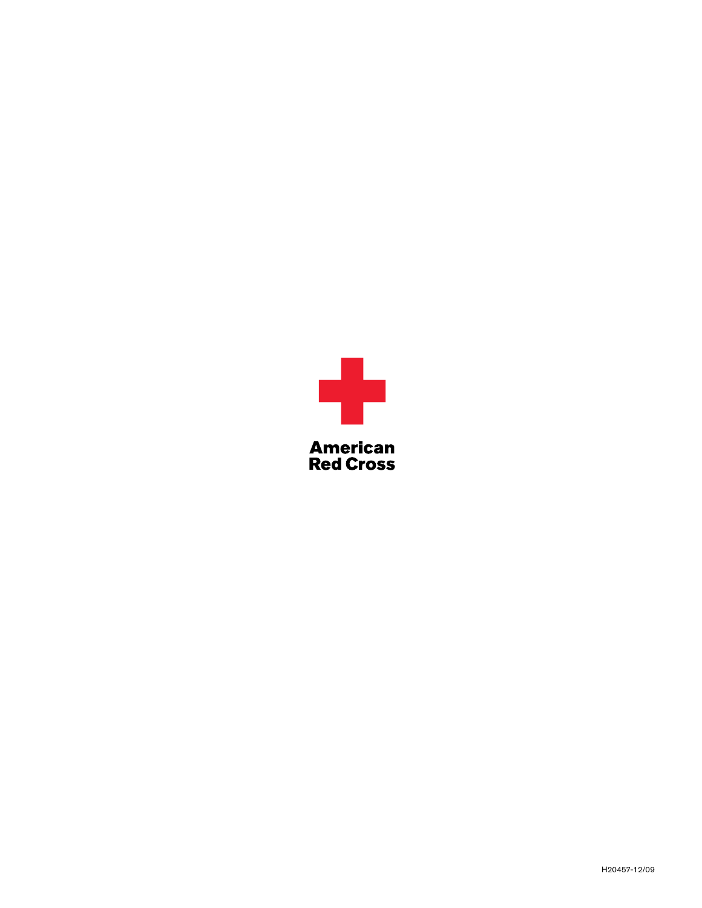American
Red Cross

H20457-12/09